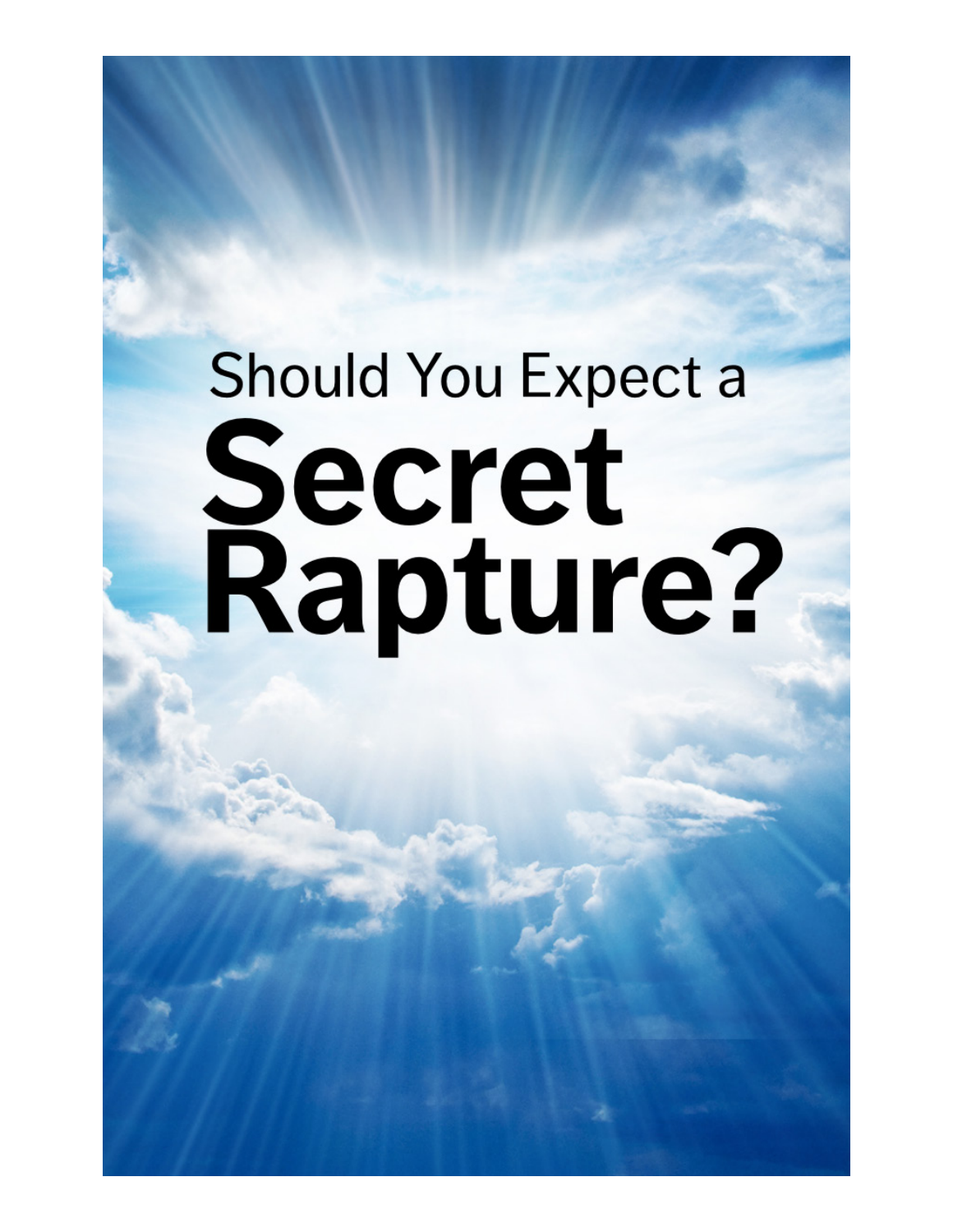Should You Expect a

# Secret Rapture?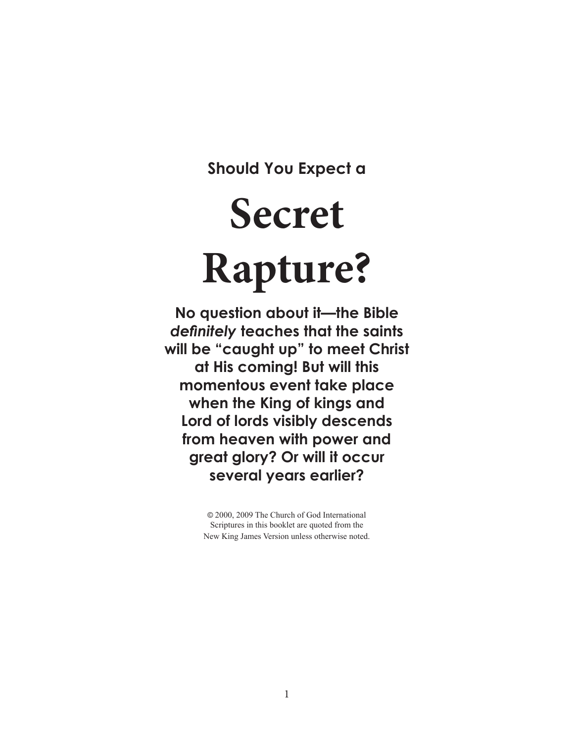**Should You Expect a**

# Secret Rapture?

**No question about it—the Bible *definitely* teaches that the saints will be "caught up" to meet Christ at His coming! But will this momentous event take place when the King of kings and Lord of lords visibly descends from heaven with power and great glory? Or will it occur several years earlier?**

© 2000, 2009 The Church of God International
Scriptures in this booklet are quoted from the
New King James Version unless otherwise noted.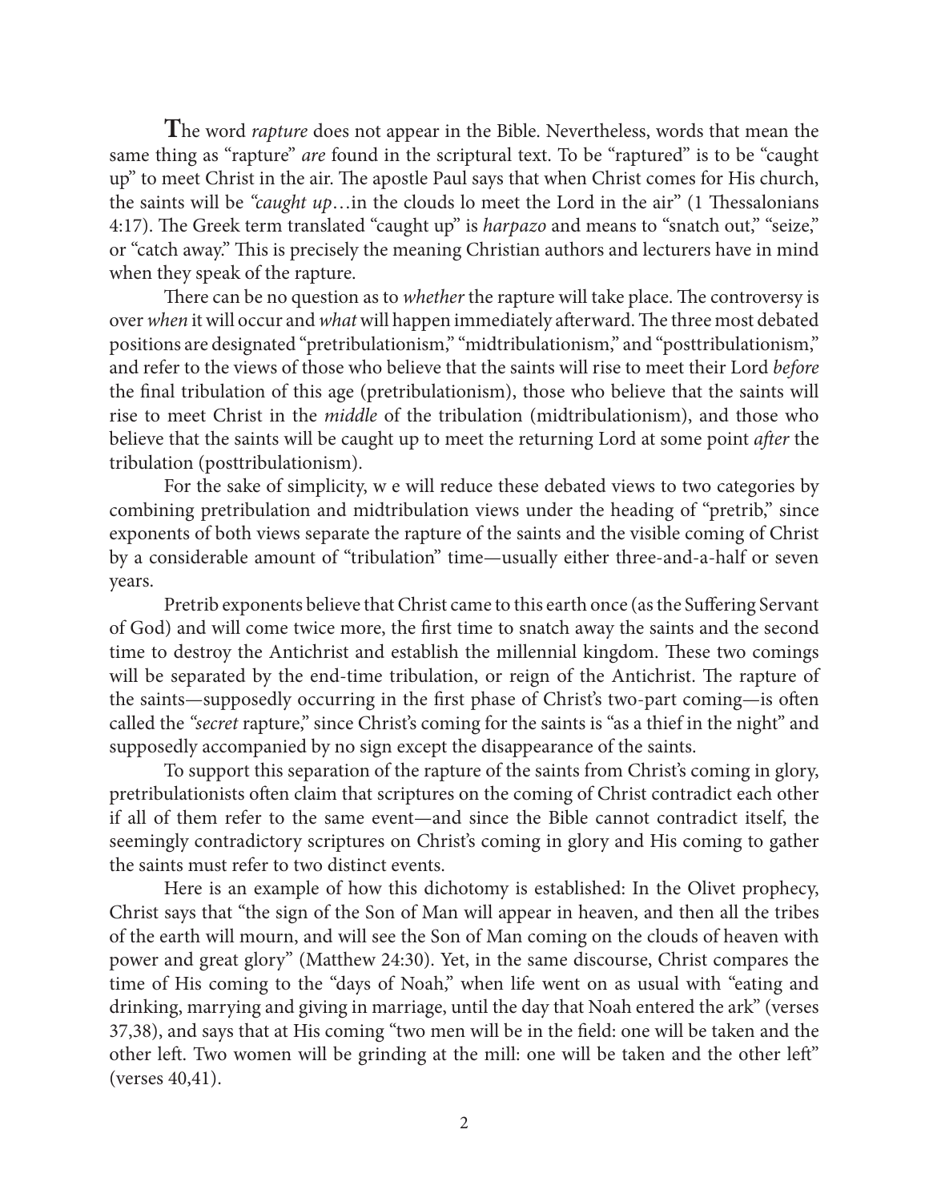**T**he word *rapture* does not appear in the Bible. Nevertheless, words that mean the same thing as "rapture" *are* found in the scriptural text. To be "raptured" is to be "caught up" to meet Christ in the air. The apostle Paul says that when Christ comes for His church, the saints will be *"caught up*…in the clouds lo meet the Lord in the air" (1 Thessalonians 4:17). The Greek term translated "caught up" is *harpazo* and means to "snatch out," "seize," or "catch away." This is precisely the meaning Christian authors and lecturers have in mind when they speak of the rapture.

There can be no question as to *whether* the rapture will take place. The controversy is over *when* it will occur and *what* will happen immediately afterward. The three most debated positions are designated "pretribulationism," "midtribulationism," and "posttribulationism," and refer to the views of those who believe that the saints will rise to meet their Lord *before* the final tribulation of this age (pretribulationism), those who believe that the saints will rise to meet Christ in the *middle* of the tribulation (midtribulationism), and those who believe that the saints will be caught up to meet the returning Lord at some point *after* the tribulation (posttribulationism).

For the sake of simplicity, w e will reduce these debated views to two categories by combining pretribulation and midtribulation views under the heading of "pretrib," since exponents of both views separate the rapture of the saints and the visible coming of Christ by a considerable amount of "tribulation" time—usually either three-and-a-half or seven years.

Pretrib exponents believe that Christ came to this earth once (as the Suffering Servant of God) and will come twice more, the first time to snatch away the saints and the second time to destroy the Antichrist and establish the millennial kingdom. These two comings will be separated by the end-time tribulation, or reign of the Antichrist. The rapture of the saints—supposedly occurring in the first phase of Christ's two-part coming—is often called the *"secret* rapture," since Christ's coming for the saints is "as a thief in the night" and supposedly accompanied by no sign except the disappearance of the saints.

To support this separation of the rapture of the saints from Christ's coming in glory, pretribulationists often claim that scriptures on the coming of Christ contradict each other if all of them refer to the same event—and since the Bible cannot contradict itself, the seemingly contradictory scriptures on Christ's coming in glory and His coming to gather the saints must refer to two distinct events.

Here is an example of how this dichotomy is established: In the Olivet prophecy, Christ says that "the sign of the Son of Man will appear in heaven, and then all the tribes of the earth will mourn, and will see the Son of Man coming on the clouds of heaven with power and great glory" (Matthew 24:30). Yet, in the same discourse, Christ compares the time of His coming to the "days of Noah," when life went on as usual with "eating and drinking, marrying and giving in marriage, until the day that Noah entered the ark" (verses 37,38), and says that at His coming "two men will be in the field: one will be taken and the other left. Two women will be grinding at the mill: one will be taken and the other left" (verses 40,41).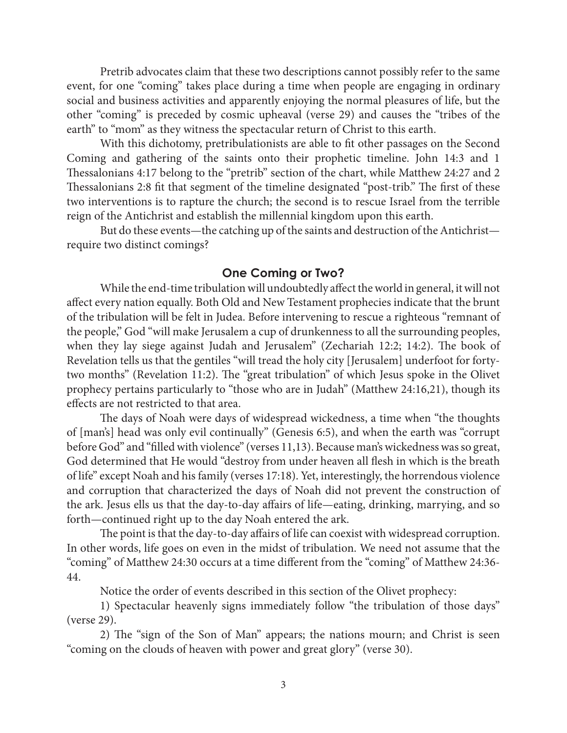Pretrib advocates claim that these two descriptions cannot possibly refer to the same event, for one "coming" takes place during a time when people are engaging in ordinary social and business activities and apparently enjoying the normal pleasures of life, but the other "coming" is preceded by cosmic upheaval (verse 29) and causes the "tribes of the earth" to "mom" as they witness the spectacular return of Christ to this earth.

With this dichotomy, pretribulationists are able to fit other passages on the Second Coming and gathering of the saints onto their prophetic timeline. John 14:3 and 1 Thessalonians 4:17 belong to the "pretrib" section of the chart, while Matthew 24:27 and 2 Thessalonians 2:8 fit that segment of the timeline designated "post-trib." The first of these two interventions is to rapture the church; the second is to rescue Israel from the terrible reign of the Antichrist and establish the millennial kingdom upon this earth.

But do these events—the catching up of the saints and destruction of the Antichrist—require two distinct comings?

## One Coming or Two?

While the end-time tribulation will undoubtedly affect the world in general, it will not affect every nation equally. Both Old and New Testament prophecies indicate that the brunt of the tribulation will be felt in Judea. Before intervening to rescue a righteous "remnant of the people," God "will make Jerusalem a cup of drunkenness to all the surrounding peoples, when they lay siege against Judah and Jerusalem" (Zechariah 12:2; 14:2). The book of Revelation tells us that the gentiles "will tread the holy city [Jerusalem] underfoot for forty-two months" (Revelation 11:2). The "great tribulation" of which Jesus spoke in the Olivet prophecy pertains particularly to "those who are in Judah" (Matthew 24:16,21), though its effects are not restricted to that area.

The days of Noah were days of widespread wickedness, a time when "the thoughts of [man's] head was only evil continually" (Genesis 6:5), and when the earth was "corrupt before God" and "filled with violence" (verses 11,13). Because man's wickedness was so great, God determined that He would "destroy from under heaven all flesh in which is the breath of life" except Noah and his family (verses 17:18). Yet, interestingly, the horrendous violence and corruption that characterized the days of Noah did not prevent the construction of the ark. Jesus ells us that the day-to-day affairs of life—eating, drinking, marrying, and so forth—continued right up to the day Noah entered the ark.

The point is that the day-to-day affairs of life can coexist with widespread corruption. In other words, life goes on even in the midst of tribulation. We need not assume that the "coming" of Matthew 24:30 occurs at a time different from the "coming" of Matthew 24:36-44.

Notice the order of events described in this section of the Olivet prophecy:

1) Spectacular heavenly signs immediately follow "the tribulation of those days" (verse 29).

2) The "sign of the Son of Man" appears; the nations mourn; and Christ is seen "coming on the clouds of heaven with power and great glory" (verse 30).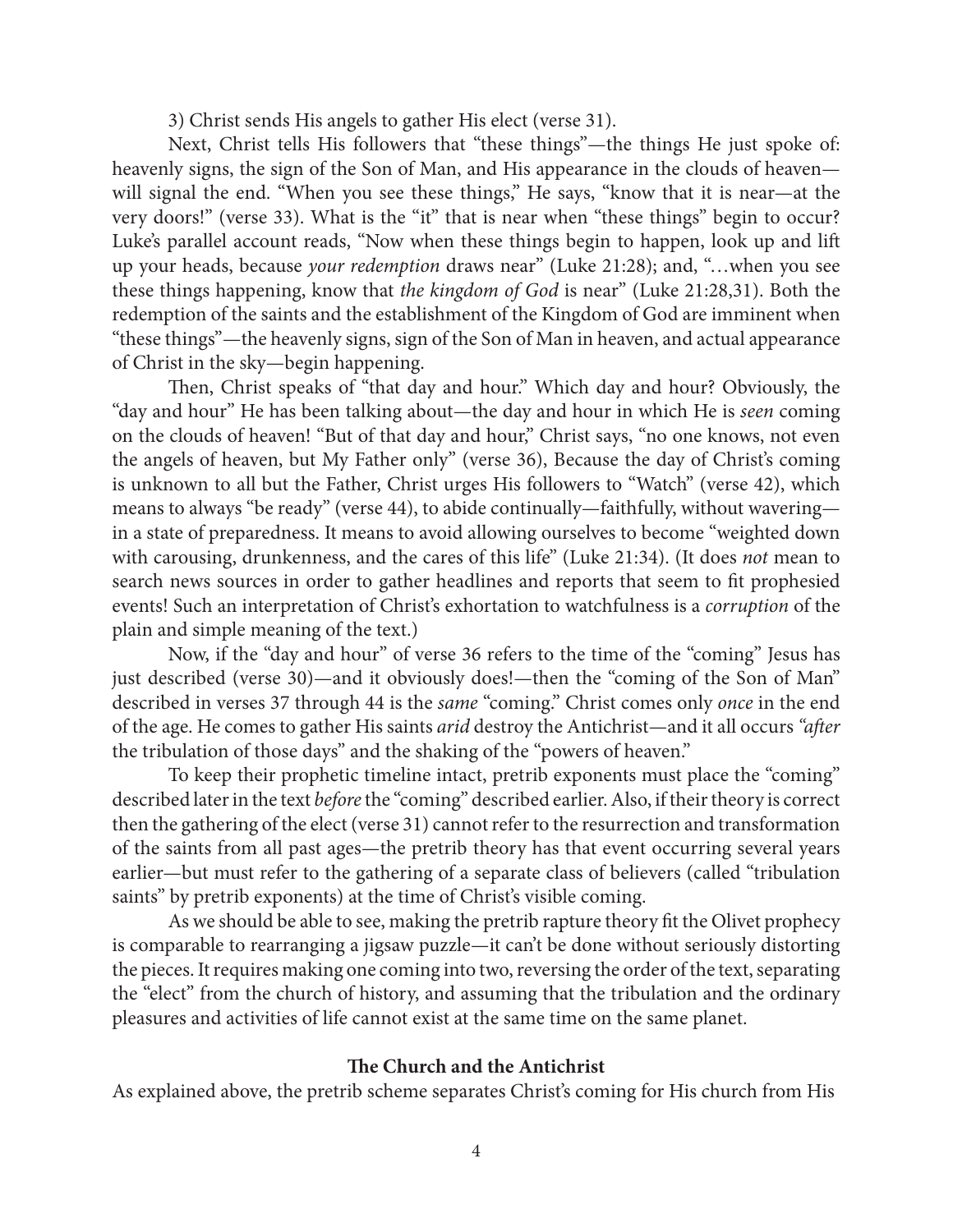3) Christ sends His angels to gather His elect (verse 31).

Next, Christ tells His followers that "these things"—the things He just spoke of: heavenly signs, the sign of the Son of Man, and His appearance in the clouds of heaven—will signal the end. "When you see these things," He says, "know that it is near—at the very doors!" (verse 33). What is the "it" that is near when "these things" begin to occur? Luke's parallel account reads, "Now when these things begin to happen, look up and lift up your heads, because *your redemption* draws near" (Luke 21:28); and, "…when you see these things happening, know that *the kingdom of God* is near" (Luke 21:28,31). Both the redemption of the saints and the establishment of the Kingdom of God are imminent when "these things"—the heavenly signs, sign of the Son of Man in heaven, and actual appearance of Christ in the sky—begin happening.

Then, Christ speaks of "that day and hour." Which day and hour? Obviously, the "day and hour" He has been talking about—the day and hour in which He is *seen* coming on the clouds of heaven! "But of that day and hour," Christ says, "no one knows, not even the angels of heaven, but My Father only" (verse 36), Because the day of Christ's coming is unknown to all but the Father, Christ urges His followers to "Watch" (verse 42), which means to always "be ready" (verse 44), to abide continually—faithfully, without wavering—in a state of preparedness. It means to avoid allowing ourselves to become "weighted down with carousing, drunkenness, and the cares of this life" (Luke 21:34). (It does *not* mean to search news sources in order to gather headlines and reports that seem to fit prophesied events! Such an interpretation of Christ's exhortation to watchfulness is a *corruption* of the plain and simple meaning of the text.)

Now, if the "day and hour" of verse 36 refers to the time of the "coming" Jesus has just described (verse 30)—and it obviously does!—then the "coming of the Son of Man" described in verses 37 through 44 is the *same* "coming." Christ comes only *once* in the end of the age. He comes to gather His saints *arid* destroy the Antichrist—and it all occurs *"after* the tribulation of those days" and the shaking of the "powers of heaven."

To keep their prophetic timeline intact, pretrib exponents must place the "coming" described later in the text *before* the "coming" described earlier. Also, if their theory is correct then the gathering of the elect (verse 31) cannot refer to the resurrection and transformation of the saints from all past ages—the pretrib theory has that event occurring several years earlier—but must refer to the gathering of a separate class of believers (called "tribulation saints" by pretrib exponents) at the time of Christ's visible coming.

As we should be able to see, making the pretrib rapture theory fit the Olivet prophecy is comparable to rearranging a jigsaw puzzle—it can't be done without seriously distorting the pieces. It requires making one coming into two, reversing the order of the text, separating the "elect" from the church of history, and assuming that the tribulation and the ordinary pleasures and activities of life cannot exist at the same time on the same planet.

**The Church and the Antichrist**

As explained above, the pretrib scheme separates Christ's coming for His church from His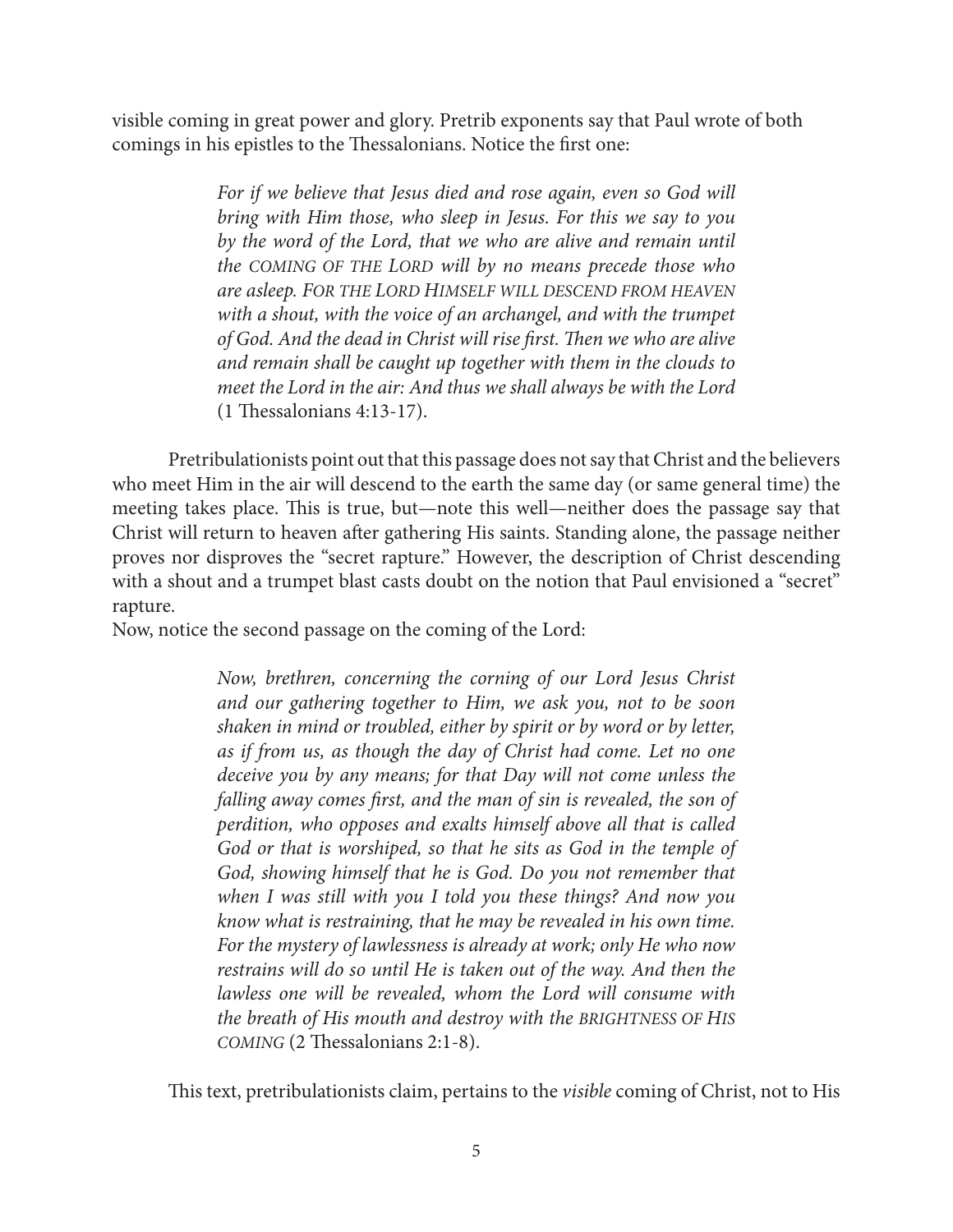visible coming in great power and glory. Pretrib exponents say that Paul wrote of both comings in his epistles to the Thessalonians. Notice the first one:

> *For if we believe that Jesus died and rose again, even so God will bring with Him those, who sleep in Jesus. For this we say to you by the word of the Lord, that we who are alive and remain until the* COMING OF THE LORD *will by no means precede those who are asleep.* FOR THE LORD HIMSELF WILL DESCEND FROM HEAVEN *with a shout, with the voice of an archangel, and with the trumpet of God. And the dead in Christ will rise first. Then we who are alive and remain shall be caught up together with them in the clouds to meet the Lord in the air: And thus we shall always be with the Lord* (1 Thessalonians 4:13-17).

Pretribulationists point out that this passage does not say that Christ and the believers who meet Him in the air will descend to the earth the same day (or same general time) the meeting takes place. This is true, but—note this well—neither does the passage say that Christ will return to heaven after gathering His saints. Standing alone, the passage neither proves nor disproves the "secret rapture." However, the description of Christ descending with a shout and a trumpet blast casts doubt on the notion that Paul envisioned a "secret" rapture.

Now, notice the second passage on the coming of the Lord:

> *Now, brethren, concerning the corning of our Lord Jesus Christ and our gathering together to Him, we ask you, not to be soon shaken in mind or troubled, either by spirit or by word or by letter, as if from us, as though the day of Christ had come. Let no one deceive you by any means; for that Day will not come unless the falling away comes first, and the man of sin is revealed, the son of perdition, who opposes and exalts himself above all that is called God or that is worshiped, so that he sits as God in the temple of God, showing himself that he is God. Do you not remember that when I was still with you I told you these things? And now you know what is restraining, that he may be revealed in his own time. For the mystery of lawlessness is already at work; only He who now restrains will do so until He is taken out of the way. And then the lawless one will be revealed, whom the Lord will consume with the breath of His mouth and destroy with the* BRIGHTNESS OF HIS COMING (2 Thessalonians 2:1-8).

This text, pretribulationists claim, pertains to the *visible* coming of Christ, not to His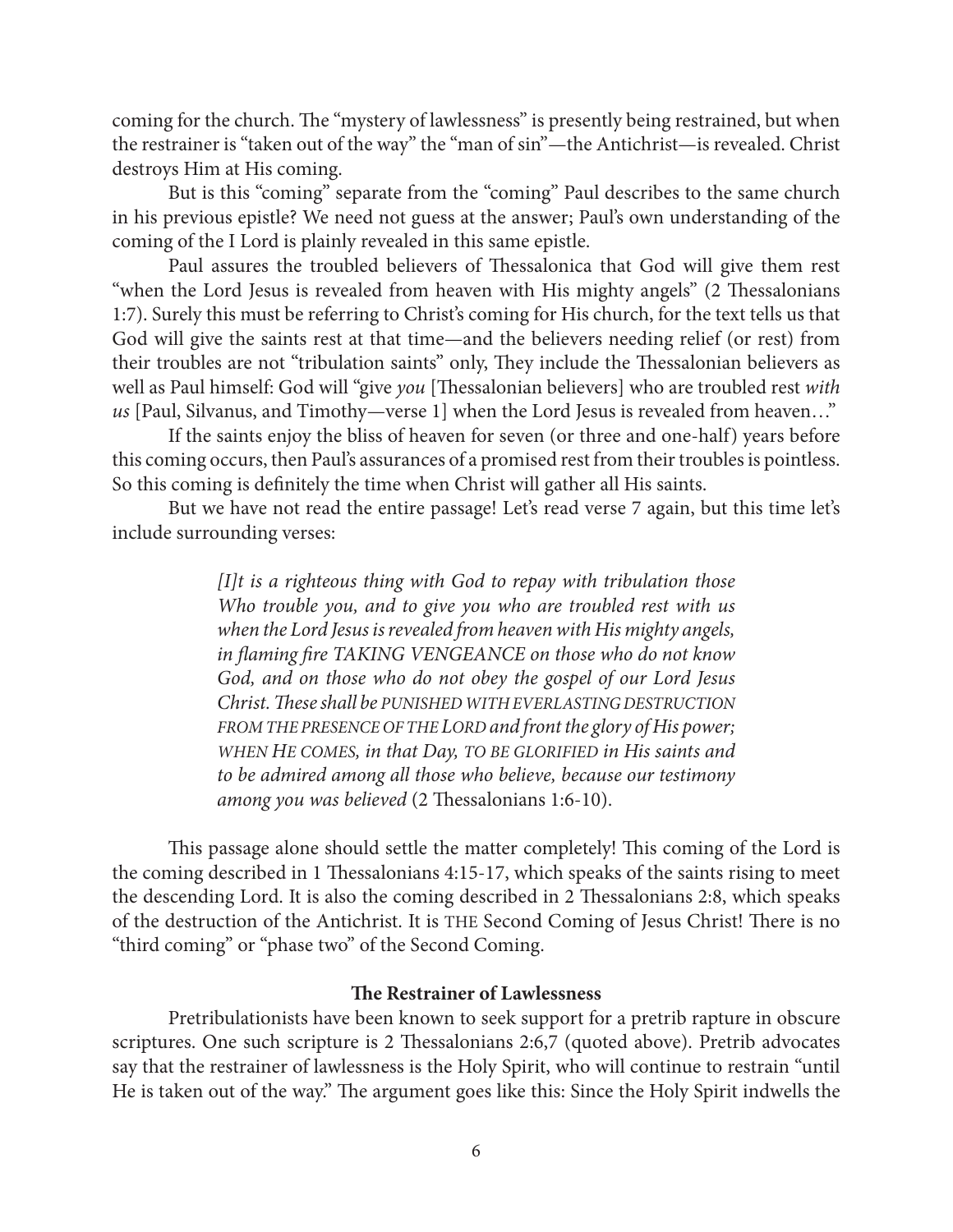coming for the church. The "mystery of lawlessness" is presently being restrained, but when the restrainer is "taken out of the way" the "man of sin"—the Antichrist—is revealed. Christ destroys Him at His coming.

But is this "coming" separate from the "coming" Paul describes to the same church in his previous epistle? We need not guess at the answer; Paul's own understanding of the coming of the I Lord is plainly revealed in this same epistle.

Paul assures the troubled believers of Thessalonica that God will give them rest "when the Lord Jesus is revealed from heaven with His mighty angels" (2 Thessalonians 1:7). Surely this must be referring to Christ's coming for His church, for the text tells us that God will give the saints rest at that time—and the believers needing relief (or rest) from their troubles are not "tribulation saints" only, They include the Thessalonian believers as well as Paul himself: God will "give *you* [Thessalonian believers] who are troubled rest *with us* [Paul, Silvanus, and Timothy—verse 1] when the Lord Jesus is revealed from heaven…"

If the saints enjoy the bliss of heaven for seven (or three and one-half) years before this coming occurs, then Paul's assurances of a promised rest from their troubles is pointless. So this coming is definitely the time when Christ will gather all His saints.

But we have not read the entire passage! Let's read verse 7 again, but this time let's include surrounding verses:

> *[I]t is a righteous thing with God to repay with tribulation those Who trouble you, and to give you who are troubled rest with us when the Lord Jesus is revealed from heaven with His mighty angels, in flaming fire TAKING VENGEANCE on those who do not know God, and on those who do not obey the gospel of our Lord Jesus Christ. These shall be PUNISHED WITH EVERLASTING DESTRUCTION FROM THE PRESENCE OF THE LORD and front the glory of His power; WHEN HE COMES, in that Day, TO BE GLORIFIED in His saints and to be admired among all those who believe, because our testimony among you was believed* (2 Thessalonians 1:6-10).

This passage alone should settle the matter completely! This coming of the Lord is the coming described in 1 Thessalonians 4:15-17, which speaks of the saints rising to meet the descending Lord. It is also the coming described in 2 Thessalonians 2:8, which speaks of the destruction of the Antichrist. It is THE Second Coming of Jesus Christ! There is no "third coming" or "phase two" of the Second Coming.

**The Restrainer of Lawlessness**

Pretribulationists have been known to seek support for a pretrib rapture in obscure scriptures. One such scripture is 2 Thessalonians 2:6,7 (quoted above). Pretrib advocates say that the restrainer of lawlessness is the Holy Spirit, who will continue to restrain "until He is taken out of the way." The argument goes like this: Since the Holy Spirit indwells the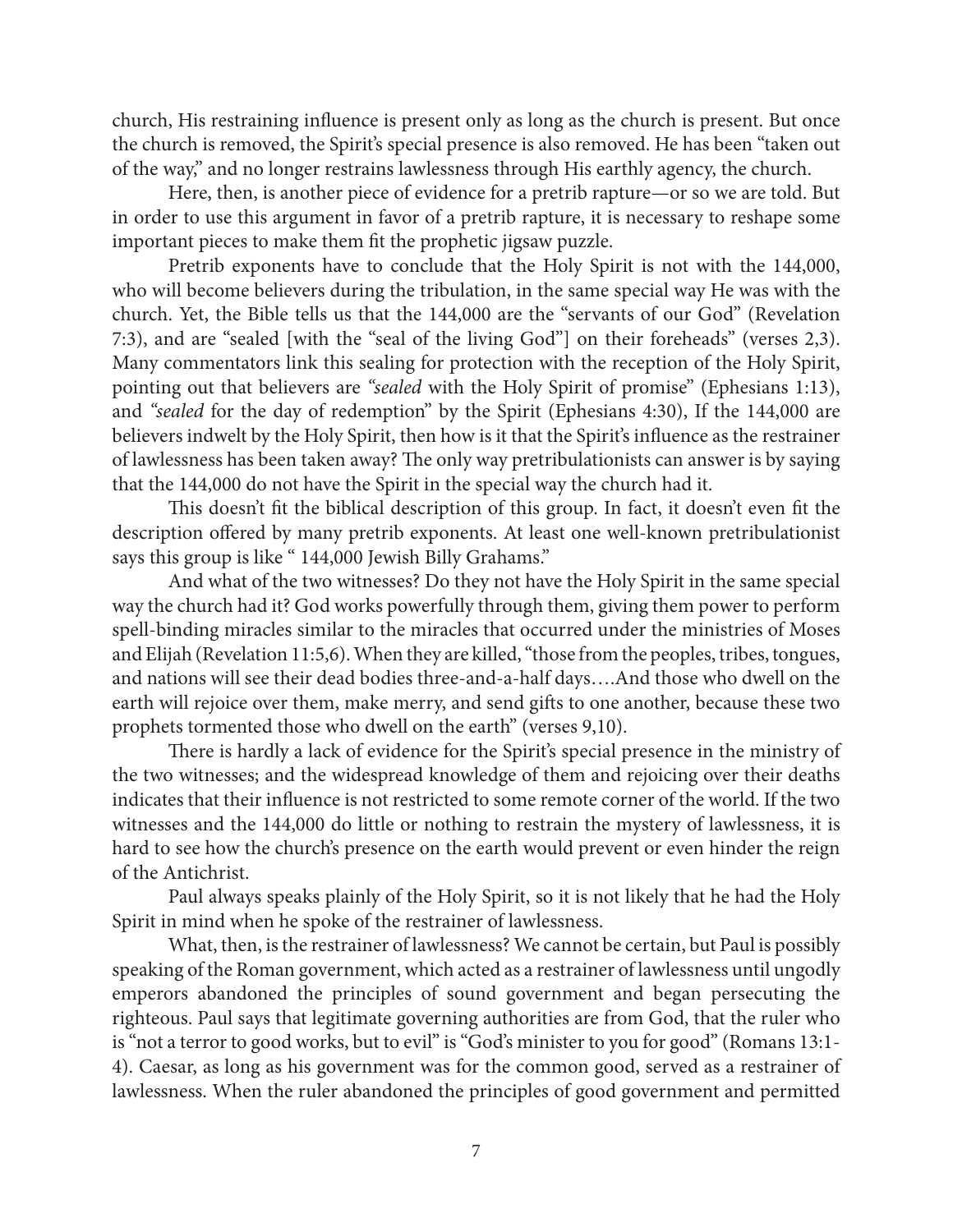church, His restraining influence is present only as long as the church is present. But once the church is removed, the Spirit's special presence is also removed. He has been "taken out of the way," and no longer restrains lawlessness through His earthly agency, the church.

Here, then, is another piece of evidence for a pretrib rapture—or so we are told. But in order to use this argument in favor of a pretrib rapture, it is necessary to reshape some important pieces to make them fit the prophetic jigsaw puzzle.

Pretrib exponents have to conclude that the Holy Spirit is not with the 144,000, who will become believers during the tribulation, in the same special way He was with the church. Yet, the Bible tells us that the 144,000 are the "servants of our God" (Revelation 7:3), and are "sealed [with the "seal of the living God"] on their foreheads" (verses 2,3). Many commentators link this sealing for protection with the reception of the Holy Spirit, pointing out that believers are *"sealed* with the Holy Spirit of promise" (Ephesians 1:13), and *"sealed* for the day of redemption" by the Spirit (Ephesians 4:30), If the 144,000 are believers indwelt by the Holy Spirit, then how is it that the Spirit's influence as the restrainer of lawlessness has been taken away? The only way pretribulationists can answer is by saying that the 144,000 do not have the Spirit in the special way the church had it.

This doesn't fit the biblical description of this group. In fact, it doesn't even fit the description offered by many pretrib exponents. At least one well-known pretribulationist says this group is like " 144,000 Jewish Billy Grahams."

And what of the two witnesses? Do they not have the Holy Spirit in the same special way the church had it? God works powerfully through them, giving them power to perform spell-binding miracles similar to the miracles that occurred under the ministries of Moses and Elijah (Revelation 11:5,6). When they are killed, "those from the peoples, tribes, tongues, and nations will see their dead bodies three-and-a-half days….And those who dwell on the earth will rejoice over them, make merry, and send gifts to one another, because these two prophets tormented those who dwell on the earth" (verses 9,10).

There is hardly a lack of evidence for the Spirit's special presence in the ministry of the two witnesses; and the widespread knowledge of them and rejoicing over their deaths indicates that their influence is not restricted to some remote corner of the world. If the two witnesses and the 144,000 do little or nothing to restrain the mystery of lawlessness, it is hard to see how the church's presence on the earth would prevent or even hinder the reign of the Antichrist.

Paul always speaks plainly of the Holy Spirit, so it is not likely that he had the Holy Spirit in mind when he spoke of the restrainer of lawlessness.

What, then, is the restrainer of lawlessness? We cannot be certain, but Paul is possibly speaking of the Roman government, which acted as a restrainer of lawlessness until ungodly emperors abandoned the principles of sound government and began persecuting the righteous. Paul says that legitimate governing authorities are from God, that the ruler who is "not a terror to good works, but to evil" is "God's minister to you for good" (Romans 13:1-4). Caesar, as long as his government was for the common good, served as a restrainer of lawlessness. When the ruler abandoned the principles of good government and permitted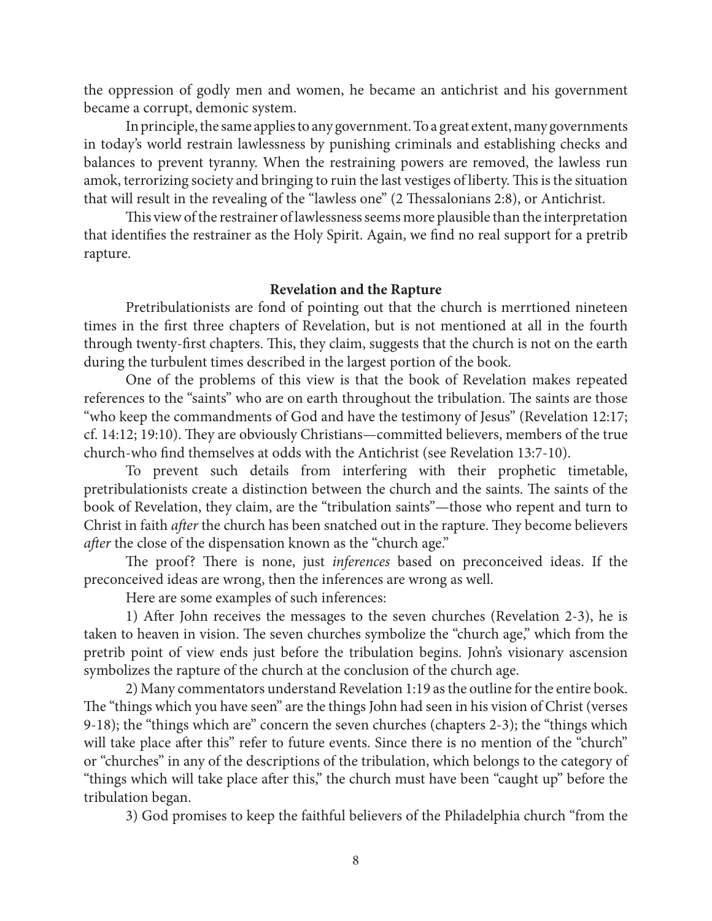the oppression of godly men and women, he became an antichrist and his government became a corrupt, demonic system.

In principle, the same applies to any government. To a great extent, many governments in today's world restrain lawlessness by punishing criminals and establishing checks and balances to prevent tyranny. When the restraining powers are removed, the lawless run amok, terrorizing society and bringing to ruin the last vestiges of liberty. This is the situation that will result in the revealing of the "lawless one" (2 Thessalonians 2:8), or Antichrist.

This view of the restrainer of lawlessness seems more plausible than the interpretation that identifies the restrainer as the Holy Spirit. Again, we find no real support for a pretrib rapture.

### Revelation and the Rapture

Pretribulationists are fond of pointing out that the church is merrtioned nineteen times in the first three chapters of Revelation, but is not mentioned at all in the fourth through twenty-first chapters. This, they claim, suggests that the church is not on the earth during the turbulent times described in the largest portion of the book.

One of the problems of this view is that the book of Revelation makes repeated references to the "saints" who are on earth throughout the tribulation. The saints are those "who keep the commandments of God and have the testimony of Jesus" (Revelation 12:17; cf. 14:12; 19:10). They are obviously Christians—committed believers, members of the true church-who find themselves at odds with the Antichrist (see Revelation 13:7-10).

To prevent such details from interfering with their prophetic timetable, pretribulationists create a distinction between the church and the saints. The saints of the book of Revelation, they claim, are the "tribulation saints"—those who repent and turn to Christ in faith *after* the church has been snatched out in the rapture. They become believers *after* the close of the dispensation known as the "church age."

The proof? There is none, just *inferences* based on preconceived ideas. If the preconceived ideas are wrong, then the inferences are wrong as well.

Here are some examples of such inferences:

1) After John receives the messages to the seven churches (Revelation 2-3), he is taken to heaven in vision. The seven churches symbolize the "church age," which from the pretrib point of view ends just before the tribulation begins. John's visionary ascension symbolizes the rapture of the church at the conclusion of the church age.

2) Many commentators understand Revelation 1:19 as the outline for the entire book. The "things which you have seen" are the things John had seen in his vision of Christ (verses 9-18); the "things which are" concern the seven churches (chapters 2-3); the "things which will take place after this" refer to future events. Since there is no mention of the "church" or "churches" in any of the descriptions of the tribulation, which belongs to the category of "things which will take place after this," the church must have been "caught up" before the tribulation began.

3) God promises to keep the faithful believers of the Philadelphia church "from the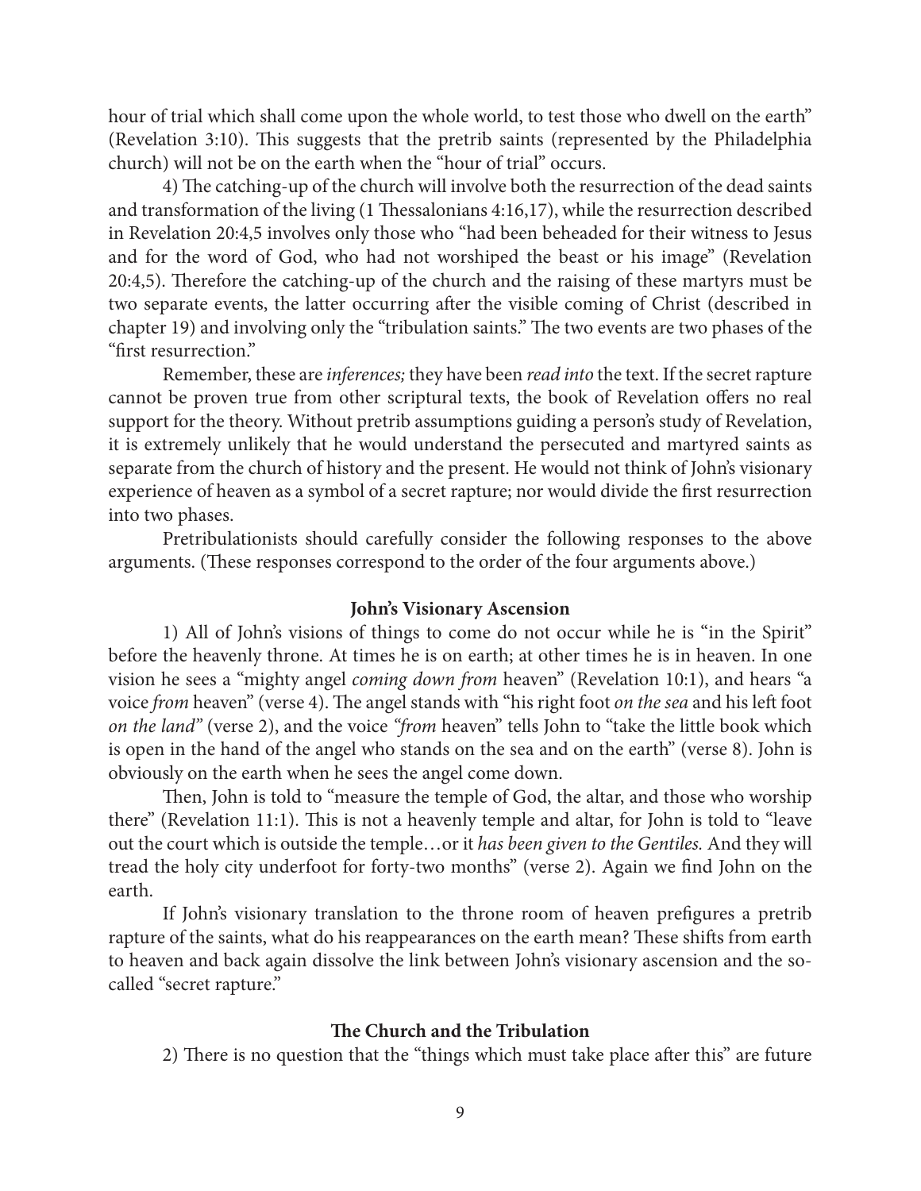hour of trial which shall come upon the whole world, to test those who dwell on the earth" (Revelation 3:10). This suggests that the pretrib saints (represented by the Philadelphia church) will not be on the earth when the "hour of trial" occurs.

4) The catching-up of the church will involve both the resurrection of the dead saints and transformation of the living (1 Thessalonians 4:16,17), while the resurrection described in Revelation 20:4,5 involves only those who "had been beheaded for their witness to Jesus and for the word of God, who had not worshiped the beast or his image" (Revelation 20:4,5). Therefore the catching-up of the church and the raising of these martyrs must be two separate events, the latter occurring after the visible coming of Christ (described in chapter 19) and involving only the "tribulation saints." The two events are two phases of the "first resurrection."

Remember, these are *inferences;* they have been *read into* the text. If the secret rapture cannot be proven true from other scriptural texts, the book of Revelation offers no real support for the theory. Without pretrib assumptions guiding a person's study of Revelation, it is extremely unlikely that he would understand the persecuted and martyred saints as separate from the church of history and the present. He would not think of John's visionary experience of heaven as a symbol of a secret rapture; nor would divide the first resurrection into two phases.

Pretribulationists should carefully consider the following responses to the above arguments. (These responses correspond to the order of the four arguments above.)

### John's Visionary Ascension

1) All of John's visions of things to come do not occur while he is "in the Spirit" before the heavenly throne. At times he is on earth; at other times he is in heaven. In one vision he sees a "mighty angel *coming down from* heaven" (Revelation 10:1), and hears "a voice *from* heaven" (verse 4). The angel stands with "his right foot *on the sea* and his left foot *on the land"* (verse 2), and the voice *"from* heaven" tells John to "take the little book which is open in the hand of the angel who stands on the sea and on the earth" (verse 8). John is obviously on the earth when he sees the angel come down.

Then, John is told to "measure the temple of God, the altar, and those who worship there" (Revelation 11:1). This is not a heavenly temple and altar, for John is told to "leave out the court which is outside the temple…or it *has been given to the Gentiles.* And they will tread the holy city underfoot for forty-two months" (verse 2). Again we find John on the earth.

If John's visionary translation to the throne room of heaven prefigures a pretrib rapture of the saints, what do his reappearances on the earth mean? These shifts from earth to heaven and back again dissolve the link between John's visionary ascension and the so-called "secret rapture."

### The Church and the Tribulation

2) There is no question that the "things which must take place after this" are future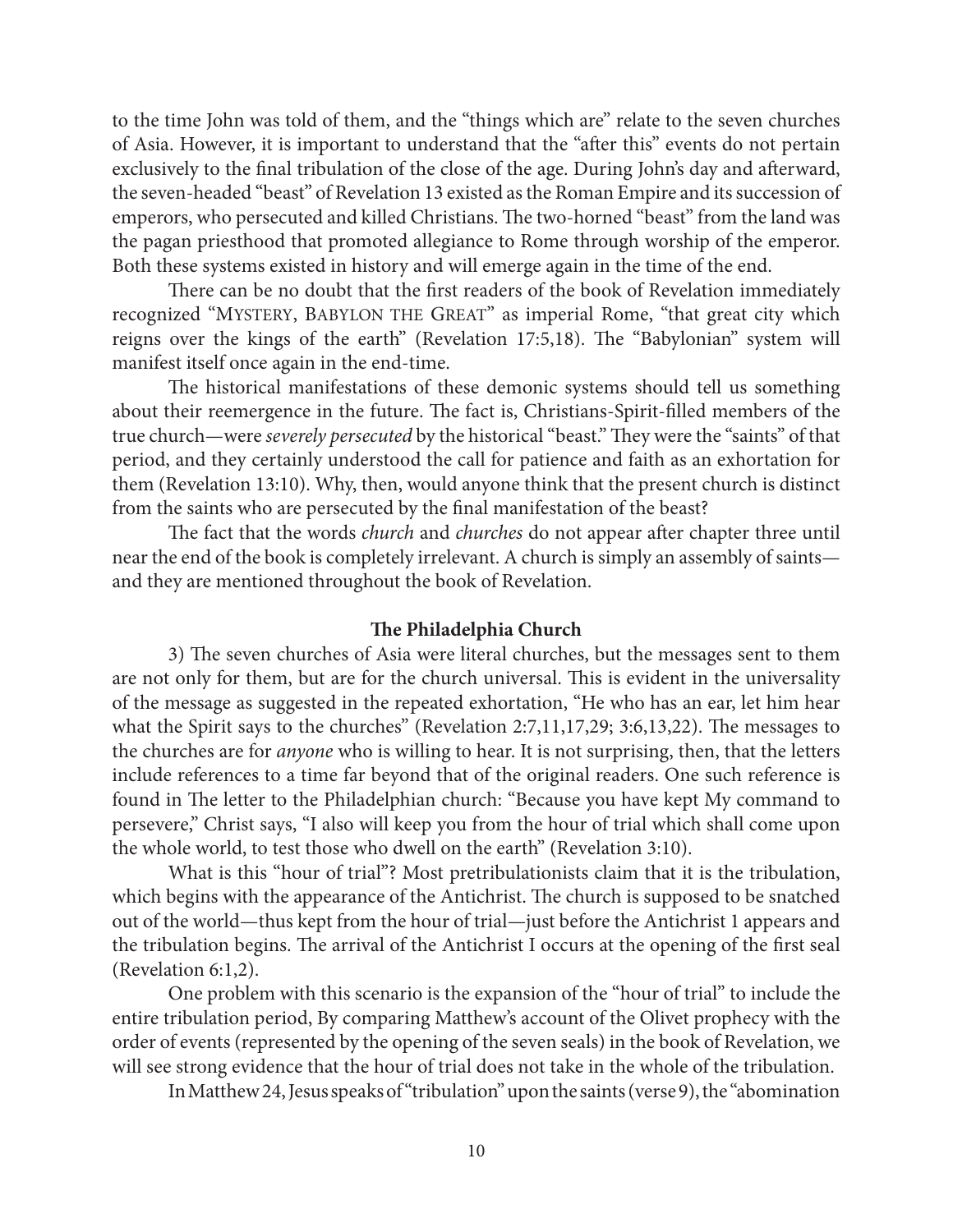to the time John was told of them, and the "things which are" relate to the seven churches of Asia. However, it is important to understand that the "after this" events do not pertain exclusively to the final tribulation of the close of the age. During John's day and afterward, the seven-headed "beast" of Revelation 13 existed as the Roman Empire and its succession of emperors, who persecuted and killed Christians. The two-horned "beast" from the land was the pagan priesthood that promoted allegiance to Rome through worship of the emperor. Both these systems existed in history and will emerge again in the time of the end.

There can be no doubt that the first readers of the book of Revelation immediately recognized "MYSTERY, BABYLON THE GREAT" as imperial Rome, "that great city which reigns over the kings of the earth" (Revelation 17:5,18). The "Babylonian" system will manifest itself once again in the end-time.

The historical manifestations of these demonic systems should tell us something about their reemergence in the future. The fact is, Christians-Spirit-filled members of the true church—were *severely persecuted* by the historical "beast." They were the "saints" of that period, and they certainly understood the call for patience and faith as an exhortation for them (Revelation 13:10). Why, then, would anyone think that the present church is distinct from the saints who are persecuted by the final manifestation of the beast?

The fact that the words *church* and *churches* do not appear after chapter three until near the end of the book is completely irrelevant. A church is simply an assembly of saints—and they are mentioned throughout the book of Revelation.

### The Philadelphia Church

3) The seven churches of Asia were literal churches, but the messages sent to them are not only for them, but are for the church universal. This is evident in the universality of the message as suggested in the repeated exhortation, "He who has an ear, let him hear what the Spirit says to the churches" (Revelation 2:7,11,17,29; 3:6,13,22). The messages to the churches are for *anyone* who is willing to hear. It is not surprising, then, that the letters include references to a time far beyond that of the original readers. One such reference is found in The letter to the Philadelphian church: "Because you have kept My command to persevere," Christ says, "I also will keep you from the hour of trial which shall come upon the whole world, to test those who dwell on the earth" (Revelation 3:10).

What is this "hour of trial"? Most pretribulationists claim that it is the tribulation, which begins with the appearance of the Antichrist. The church is supposed to be snatched out of the world—thus kept from the hour of trial—just before the Antichrist 1 appears and the tribulation begins. The arrival of the Antichrist I occurs at the opening of the first seal (Revelation 6:1,2).

One problem with this scenario is the expansion of the "hour of trial" to include the entire tribulation period, By comparing Matthew's account of the Olivet prophecy with the order of events (represented by the opening of the seven seals) in the book of Revelation, we will see strong evidence that the hour of trial does not take in the whole of the tribulation.

In Matthew 24, Jesus speaks of "tribulation" upon the saints (verse 9), the "abomination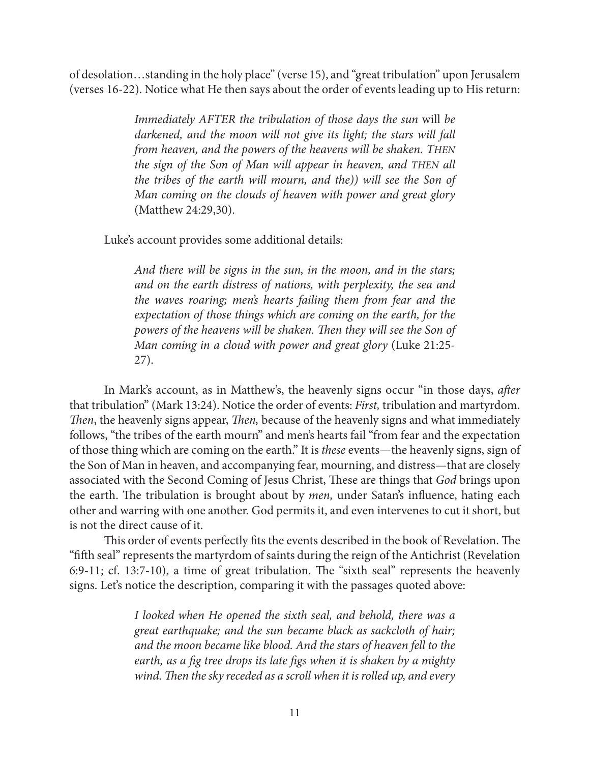of desolation…standing in the holy place" (verse 15), and "great tribulation" upon Jerusalem (verses 16-22). Notice what He then says about the order of events leading up to His return:

> *Immediately AFTER the tribulation of those days the sun* will *be darkened, and the moon will not give its light; the stars will fall from heaven, and the powers of the heavens will be shaken. THEN the sign of the Son of Man will appear in heaven, and THEN all the tribes of the earth will mourn, and the)) will see the Son of Man coming on the clouds of heaven with power and great glory* (Matthew 24:29,30).

Luke's account provides some additional details:

> *And there will be signs in the sun, in the moon, and in the stars; and on the earth distress of nations, with perplexity, the sea and the waves roaring; men's hearts failing them from fear and the expectation of those things which are coming on the earth, for the powers of the heavens will be shaken. Then they will see the Son of Man coming in a cloud with power and great glory* (Luke 21:25-27).

In Mark's account, as in Matthew's, the heavenly signs occur "in those days, *after* that tribulation" (Mark 13:24). Notice the order of events: *First,* tribulation and martyrdom. *Then*, the heavenly signs appear, *Then,* because of the heavenly signs and what immediately follows, "the tribes of the earth mourn" and men's hearts fail "from fear and the expectation of those thing which are coming on the earth." It is *these* events—the heavenly signs, sign of the Son of Man in heaven, and accompanying fear, mourning, and distress—that are closely associated with the Second Coming of Jesus Christ, These are things that *God* brings upon the earth. The tribulation is brought about by *men,* under Satan's influence, hating each other and warring with one another. God permits it, and even intervenes to cut it short, but is not the direct cause of it.

This order of events perfectly fits the events described in the book of Revelation. The "fifth seal" represents the martyrdom of saints during the reign of the Antichrist (Revelation 6:9-11; cf. 13:7-10), a time of great tribulation. The "sixth seal" represents the heavenly signs. Let's notice the description, comparing it with the passages quoted above:

> *I looked when He opened the sixth seal, and behold, there was a great earthquake; and the sun became black as sackcloth of hair; and the moon became like blood. And the stars of heaven fell to the earth, as a fig tree drops its late figs when it is shaken by a mighty wind. Then the sky receded as a scroll when it is rolled up, and every*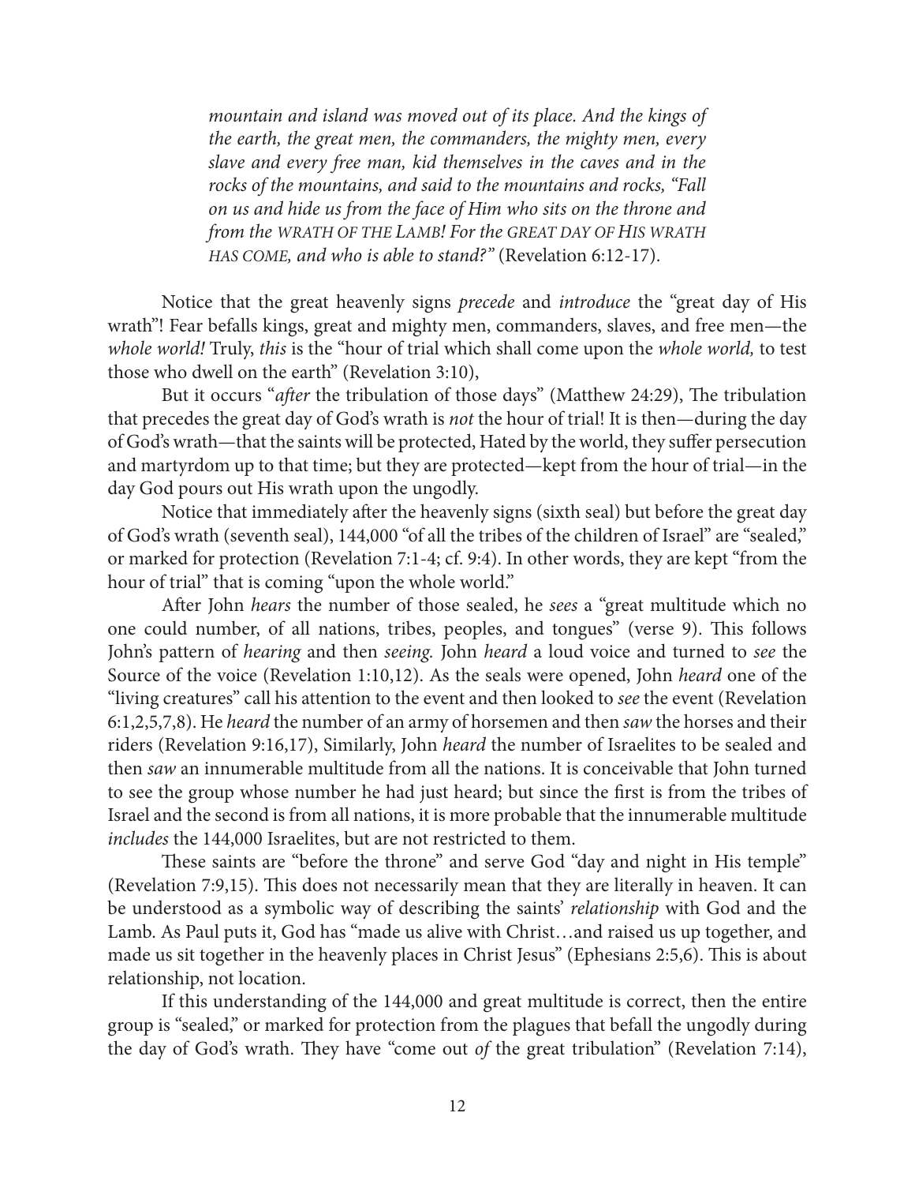> *mountain and island was moved out of its place. And the kings of the earth, the great men, the commanders, the mighty men, every slave and every free man, kid themselves in the caves and in the rocks of the mountains, and said to the mountains and rocks, "Fall on us and hide us from the face of Him who sits on the throne and from the* WRATH OF THE LAMB! *For the* GREAT DAY OF HIS WRATH HAS COME, *and who is able to stand?"* (Revelation 6:12-17).

Notice that the great heavenly signs *precede* and *introduce* the "great day of His wrath"! Fear befalls kings, great and mighty men, commanders, slaves, and free men—the *whole world!* Truly, *this* is the "hour of trial which shall come upon the *whole world,* to test those who dwell on the earth" (Revelation 3:10),

But it occurs "*after* the tribulation of those days" (Matthew 24:29), The tribulation that precedes the great day of God's wrath is *not* the hour of trial! It is then—during the day of God's wrath—that the saints will be protected, Hated by the world, they suffer persecution and martyrdom up to that time; but they are protected—kept from the hour of trial—in the day God pours out His wrath upon the ungodly.

Notice that immediately after the heavenly signs (sixth seal) but before the great day of God's wrath (seventh seal), 144,000 "of all the tribes of the children of Israel" are "sealed," or marked for protection (Revelation 7:1-4; cf. 9:4). In other words, they are kept "from the hour of trial" that is coming "upon the whole world."

After John *hears* the number of those sealed, he *sees* a "great multitude which no one could number, of all nations, tribes, peoples, and tongues" (verse 9). This follows John's pattern of *hearing* and then *seeing.* John *heard* a loud voice and turned to *see* the Source of the voice (Revelation 1:10,12). As the seals were opened, John *heard* one of the "living creatures" call his attention to the event and then looked to *see* the event (Revelation 6:1,2,5,7,8). He *heard* the number of an army of horsemen and then *saw* the horses and their riders (Revelation 9:16,17), Similarly, John *heard* the number of Israelites to be sealed and then *saw* an innumerable multitude from all the nations. It is conceivable that John turned to see the group whose number he had just heard; but since the first is from the tribes of Israel and the second is from all nations, it is more probable that the innumerable multitude *includes* the 144,000 Israelites, but are not restricted to them.

These saints are "before the throne" and serve God "day and night in His temple" (Revelation 7:9,15). This does not necessarily mean that they are literally in heaven. It can be understood as a symbolic way of describing the saints' *relationship* with God and the Lamb. As Paul puts it, God has "made us alive with Christ…and raised us up together, and made us sit together in the heavenly places in Christ Jesus" (Ephesians 2:5,6). This is about relationship, not location.

If this understanding of the 144,000 and great multitude is correct, then the entire group is "sealed," or marked for protection from the plagues that befall the ungodly during the day of God's wrath. They have "come out *of* the great tribulation" (Revelation 7:14),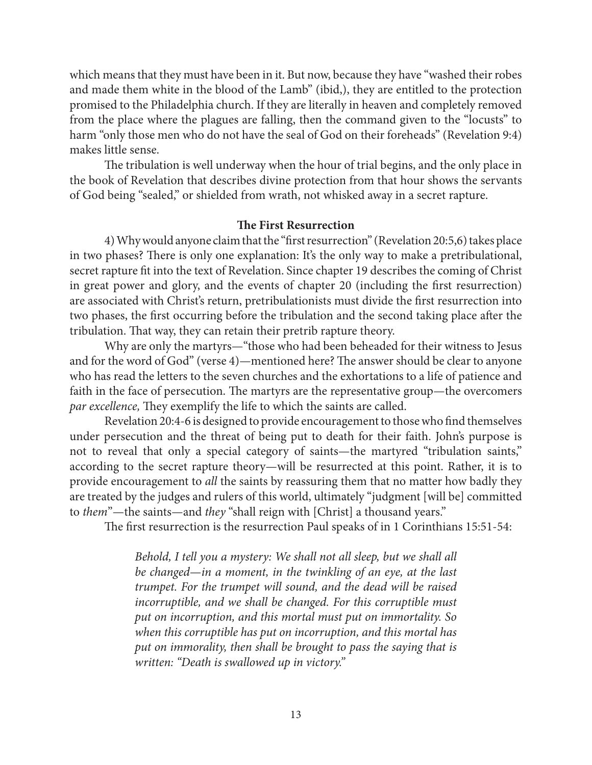which means that they must have been in it. But now, because they have "washed their robes and made them white in the blood of the Lamb" (ibid,), they are entitled to the protection promised to the Philadelphia church. If they are literally in heaven and completely removed from the place where the plagues are falling, then the command given to the "locusts" to harm "only those men who do not have the seal of God on their foreheads" (Revelation 9:4) makes little sense.

The tribulation is well underway when the hour of trial begins, and the only place in the book of Revelation that describes divine protection from that hour shows the servants of God being "sealed," or shielded from wrath, not whisked away in a secret rapture.

### The First Resurrection

4) Why would anyone claim that the "first resurrection" (Revelation 20:5,6) takes place in two phases? There is only one explanation: It's the only way to make a pretribulational, secret rapture fit into the text of Revelation. Since chapter 19 describes the coming of Christ in great power and glory, and the events of chapter 20 (including the first resurrection) are associated with Christ's return, pretribulationists must divide the first resurrection into two phases, the first occurring before the tribulation and the second taking place after the tribulation. That way, they can retain their pretrib rapture theory.

Why are only the martyrs—"those who had been beheaded for their witness to Jesus and for the word of God" (verse 4)—mentioned here? The answer should be clear to anyone who has read the letters to the seven churches and the exhortations to a life of patience and faith in the face of persecution. The martyrs are the representative group—the overcomers *par excellence,* They exemplify the life to which the saints are called.

Revelation 20:4-6 is designed to provide encouragement to those who find themselves under persecution and the threat of being put to death for their faith. John's purpose is not to reveal that only a special category of saints—the martyred "tribulation saints," according to the secret rapture theory—will be resurrected at this point. Rather, it is to provide encouragement to *all* the saints by reassuring them that no matter how badly they are treated by the judges and rulers of this world, ultimately "judgment [will be] committed to *them*"—the saints—and *they* "shall reign with [Christ] a thousand years."

The first resurrection is the resurrection Paul speaks of in 1 Corinthians 15:51-54:

> *Behold, I tell you a mystery: We shall not all sleep, but we shall all be changed—in a moment, in the twinkling of an eye, at the last trumpet. For the trumpet will sound, and the dead will be raised incorruptible, and we shall be changed. For this corruptible must put on incorruption, and this mortal must put on immortality. So when this corruptible has put on incorruption, and this mortal has put on immorality, then shall be brought to pass the saying that is written: "Death is swallowed up in victory."*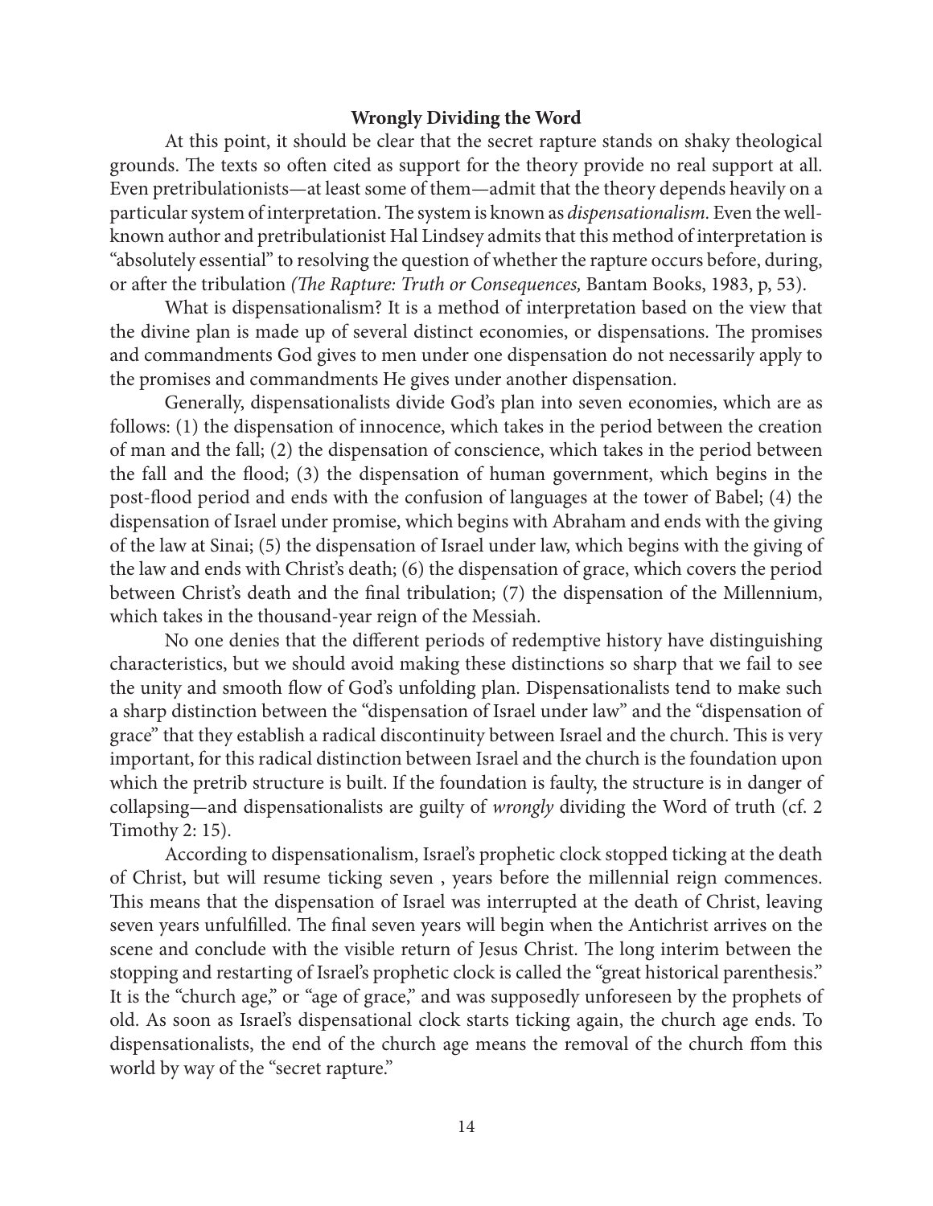**Wrongly Dividing the Word**

At this point, it should be clear that the secret rapture stands on shaky theological grounds. The texts so often cited as support for the theory provide no real support at all. Even pretribulationists—at least some of them—admit that the theory depends heavily on a particular system of interpretation. The system is known as *dispensationalism.* Even the well-known author and pretribulationist Hal Lindsey admits that this method of interpretation is "absolutely essential" to resolving the question of whether the rapture occurs before, during, or after the tribulation *(The Rapture: Truth or Consequences,* Bantam Books, 1983, p, 53).

What is dispensationalism? It is a method of interpretation based on the view that the divine plan is made up of several distinct economies, or dispensations. The promises and commandments God gives to men under one dispensation do not necessarily apply to the promises and commandments He gives under another dispensation.

Generally, dispensationalists divide God's plan into seven economies, which are as follows: (1) the dispensation of innocence, which takes in the period between the creation of man and the fall; (2) the dispensation of conscience, which takes in the period between the fall and the flood; (3) the dispensation of human government, which begins in the post-flood period and ends with the confusion of languages at the tower of Babel; (4) the dispensation of Israel under promise, which begins with Abraham and ends with the giving of the law at Sinai; (5) the dispensation of Israel under law, which begins with the giving of the law and ends with Christ's death; (6) the dispensation of grace, which covers the period between Christ's death and the final tribulation; (7) the dispensation of the Millennium, which takes in the thousand-year reign of the Messiah.

No one denies that the different periods of redemptive history have distinguishing characteristics, but we should avoid making these distinctions so sharp that we fail to see the unity and smooth flow of God's unfolding plan. Dispensationalists tend to make such a sharp distinction between the "dispensation of Israel under law" and the "dispensation of grace" that they establish a radical discontinuity between Israel and the church. This is very important, for this radical distinction between Israel and the church is the foundation upon which the pretrib structure is built. If the foundation is faulty, the structure is in danger of collapsing—and dispensationalists are guilty of *wrongly* dividing the Word of truth (cf. 2 Timothy 2: 15).

According to dispensationalism, Israel's prophetic clock stopped ticking at the death of Christ, but will resume ticking seven , years before the millennial reign commences. This means that the dispensation of Israel was interrupted at the death of Christ, leaving seven years unfulfilled. The final seven years will begin when the Antichrist arrives on the scene and conclude with the visible return of Jesus Christ. The long interim between the stopping and restarting of Israel's prophetic clock is called the "great historical parenthesis." It is the "church age," or "age of grace," and was supposedly unforeseen by the prophets of old. As soon as Israel's dispensational clock starts ticking again, the church age ends. To dispensationalists, the end of the church age means the removal of the church ffom this world by way of the "secret rapture."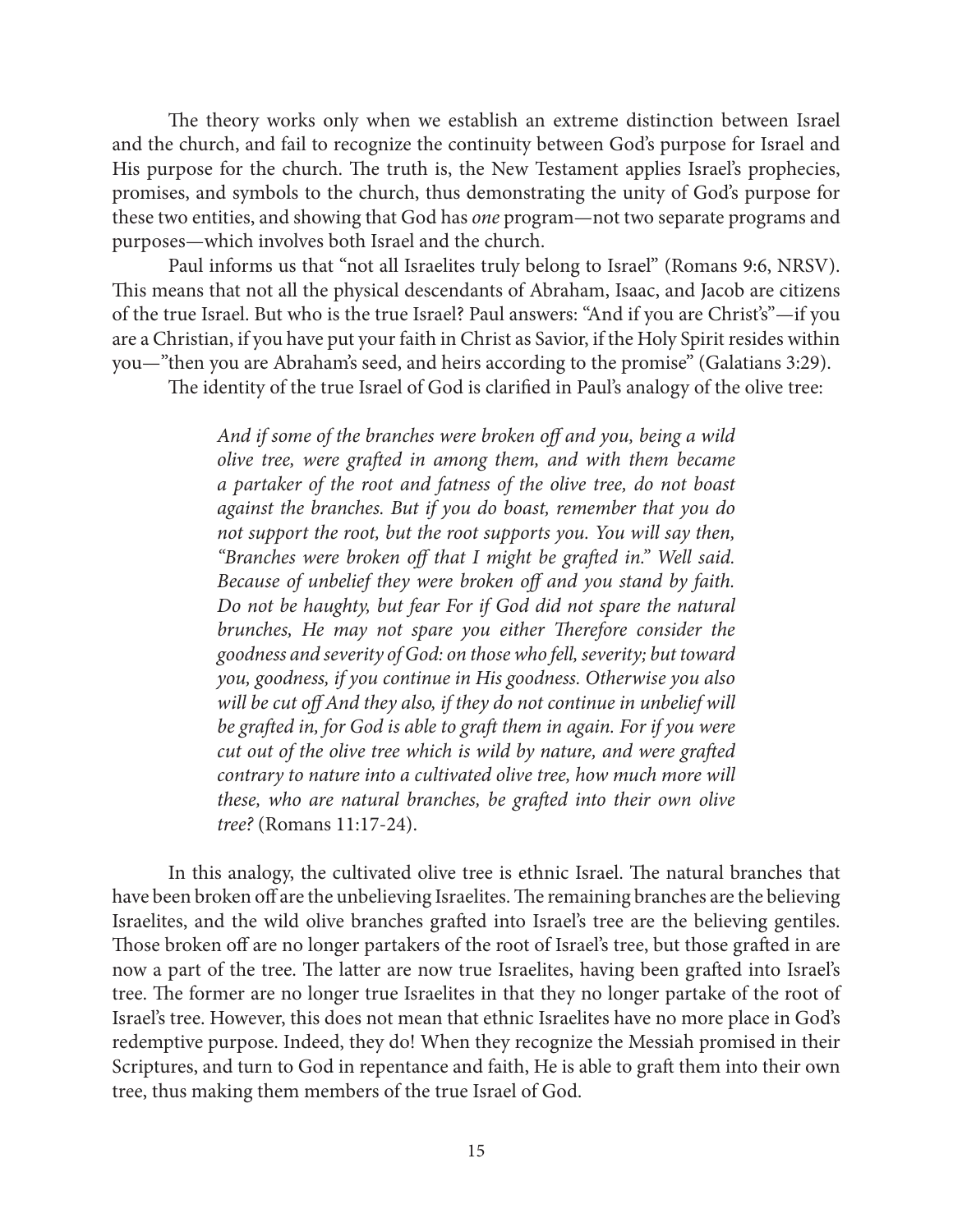The theory works only when we establish an extreme distinction between Israel and the church, and fail to recognize the continuity between God's purpose for Israel and His purpose for the church. The truth is, the New Testament applies Israel's prophecies, promises, and symbols to the church, thus demonstrating the unity of God's purpose for these two entities, and showing that God has *one* program—not two separate programs and purposes—which involves both Israel and the church.

Paul informs us that "not all Israelites truly belong to Israel" (Romans 9:6, NRSV). This means that not all the physical descendants of Abraham, Isaac, and Jacob are citizens of the true Israel. But who is the true Israel? Paul answers: "And if you are Christ's"—if you are a Christian, if you have put your faith in Christ as Savior, if the Holy Spirit resides within you—"then you are Abraham's seed, and heirs according to the promise" (Galatians 3:29).

The identity of the true Israel of God is clarified in Paul's analogy of the olive tree:

> *And if some of the branches were broken off and you, being a wild olive tree, were grafted in among them, and with them became a partaker of the root and fatness of the olive tree, do not boast against the branches. But if you do boast, remember that you do not support the root, but the root supports you. You will say then, "Branches were broken off that I might be grafted in." Well said. Because of unbelief they were broken off and you stand by faith. Do not be haughty, but fear For if God did not spare the natural brunches, He may not spare you either Therefore consider the goodness and severity of God: on those who fell, severity; but toward you, goodness, if you continue in His goodness. Otherwise you also will be cut off And they also, if they do not continue in unbelief will be grafted in, for God is able to graft them in again. For if you were cut out of the olive tree which is wild by nature, and were grafted contrary to nature into a cultivated olive tree, how much more will these, who are natural branches, be grafted into their own olive tree?* (Romans 11:17-24).

In this analogy, the cultivated olive tree is ethnic Israel. The natural branches that have been broken off are the unbelieving Israelites. The remaining branches are the believing Israelites, and the wild olive branches grafted into Israel's tree are the believing gentiles. Those broken off are no longer partakers of the root of Israel's tree, but those grafted in are now a part of the tree. The latter are now true Israelites, having been grafted into Israel's tree. The former are no longer true Israelites in that they no longer partake of the root of Israel's tree. However, this does not mean that ethnic Israelites have no more place in God's redemptive purpose. Indeed, they do! When they recognize the Messiah promised in their Scriptures, and turn to God in repentance and faith, He is able to graft them into their own tree, thus making them members of the true Israel of God.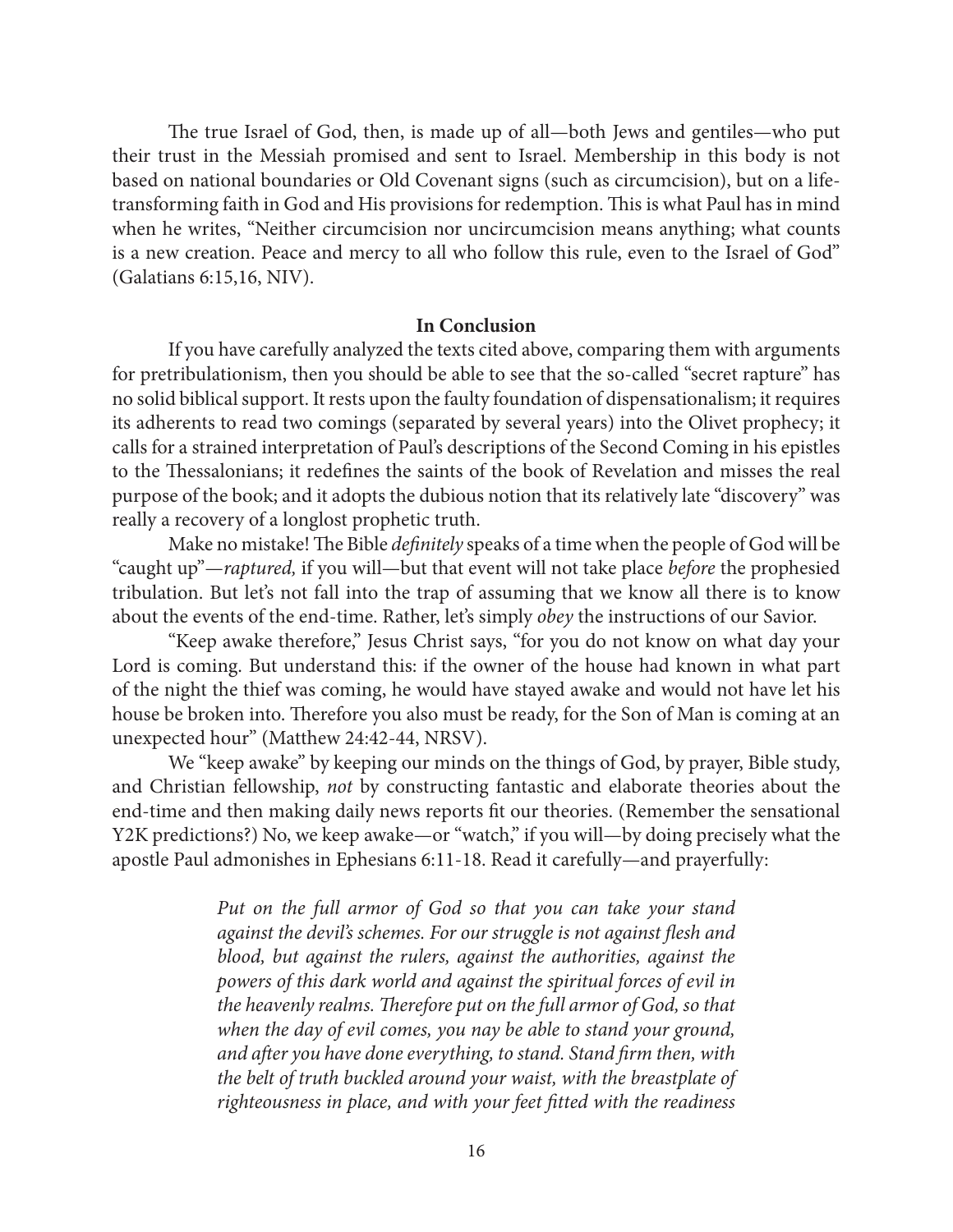The true Israel of God, then, is made up of all—both Jews and gentiles—who put their trust in the Messiah promised and sent to Israel. Membership in this body is not based on national boundaries or Old Covenant signs (such as circumcision), but on a life-transforming faith in God and His provisions for redemption. This is what Paul has in mind when he writes, "Neither circumcision nor uncircumcision means anything; what counts is a new creation. Peace and mercy to all who follow this rule, even to the Israel of God" (Galatians 6:15,16, NIV).

### In Conclusion

If you have carefully analyzed the texts cited above, comparing them with arguments for pretribulationism, then you should be able to see that the so-called "secret rapture" has no solid biblical support. It rests upon the faulty foundation of dispensationalism; it requires its adherents to read two comings (separated by several years) into the Olivet prophecy; it calls for a strained interpretation of Paul's descriptions of the Second Coming in his epistles to the Thessalonians; it redefines the saints of the book of Revelation and misses the real purpose of the book; and it adopts the dubious notion that its relatively late "discovery" was really a recovery of a longlost prophetic truth.

Make no mistake! The Bible *definitely* speaks of a time when the people of God will be "caught up"—*raptured,* if you will—but that event will not take place *before* the prophesied tribulation. But let's not fall into the trap of assuming that we know all there is to know about the events of the end-time. Rather, let's simply *obey* the instructions of our Savior.

"Keep awake therefore," Jesus Christ says, "for you do not know on what day your Lord is coming. But understand this: if the owner of the house had known in what part of the night the thief was coming, he would have stayed awake and would not have let his house be broken into. Therefore you also must be ready, for the Son of Man is coming at an unexpected hour" (Matthew 24:42-44, NRSV).

We "keep awake" by keeping our minds on the things of God, by prayer, Bible study, and Christian fellowship, *not* by constructing fantastic and elaborate theories about the end-time and then making daily news reports fit our theories. (Remember the sensational Y2K predictions?) No, we keep awake—or "watch," if you will—by doing precisely what the apostle Paul admonishes in Ephesians 6:11-18. Read it carefully—and prayerfully:

> *Put on the full armor of God so that you can take your stand against the devil's schemes. For our struggle is not against flesh and blood, but against the rulers, against the authorities, against the powers of this dark world and against the spiritual forces of evil in the heavenly realms. Therefore put on the full armor of God, so that when the day of evil comes, you nay be able to stand your ground, and after you have done everything, to stand. Stand firm then, with the belt of truth buckled around your waist, with the breastplate of righteousness in place, and with your feet fitted with the readiness*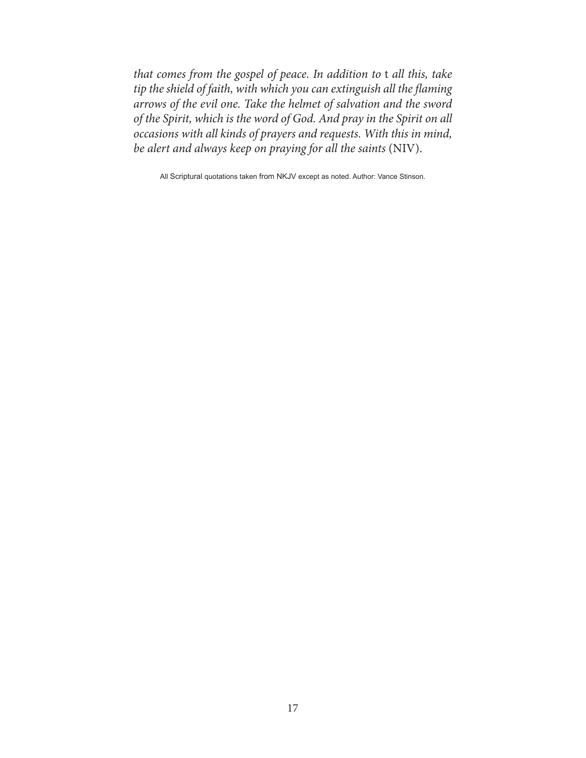*that comes from the gospel of peace. In addition to* t *all this, take tip the shield of faith, with which you can extinguish all the flaming arrows of the evil one. Take the helmet of salvation and the sword of the Spirit, which is the word of God. And pray in the Spirit on all occasions with all kinds of prayers and requests. With this in mind, be alert and always keep on praying for all the saints* (NIV).

All Scriptural quotations taken from NKJV except as noted. Author: Vance Stinson.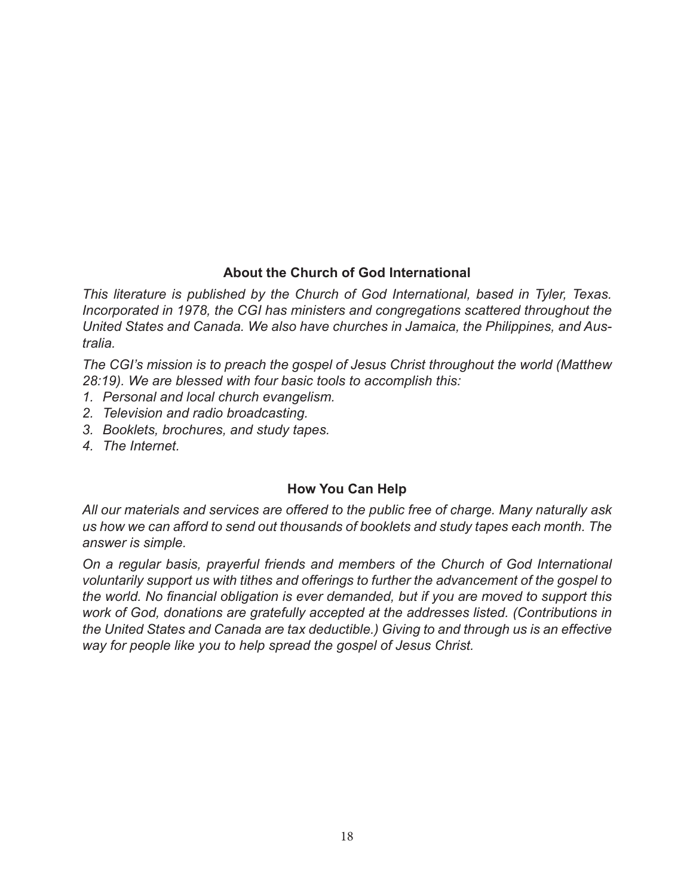## About the Church of God International

*This literature is published by the Church of God International, based in Tyler, Texas. Incorporated in 1978, the CGI has ministers and congregations scattered throughout the United States and Canada. We also have churches in Jamaica, the Philippines, and Australia.*

*The CGI's mission is to preach the gospel of Jesus Christ throughout the world (Matthew 28:19). We are blessed with four basic tools to accomplish this:*

1. *Personal and local church evangelism.*
2. *Television and radio broadcasting.*
3. *Booklets, brochures, and study tapes.*
4. *The Internet.*

## How You Can Help

*All our materials and services are offered to the public free of charge. Many naturally ask us how we can afford to send out thousands of booklets and study tapes each month. The answer is simple.*

*On a regular basis, prayerful friends and members of the Church of God International voluntarily support us with tithes and offerings to further the advancement of the gospel to the world. No financial obligation is ever demanded, but if you are moved to support this work of God, donations are gratefully accepted at the addresses listed. (Contributions in the United States and Canada are tax deductible.) Giving to and through us is an effective way for people like you to help spread the gospel of Jesus Christ.*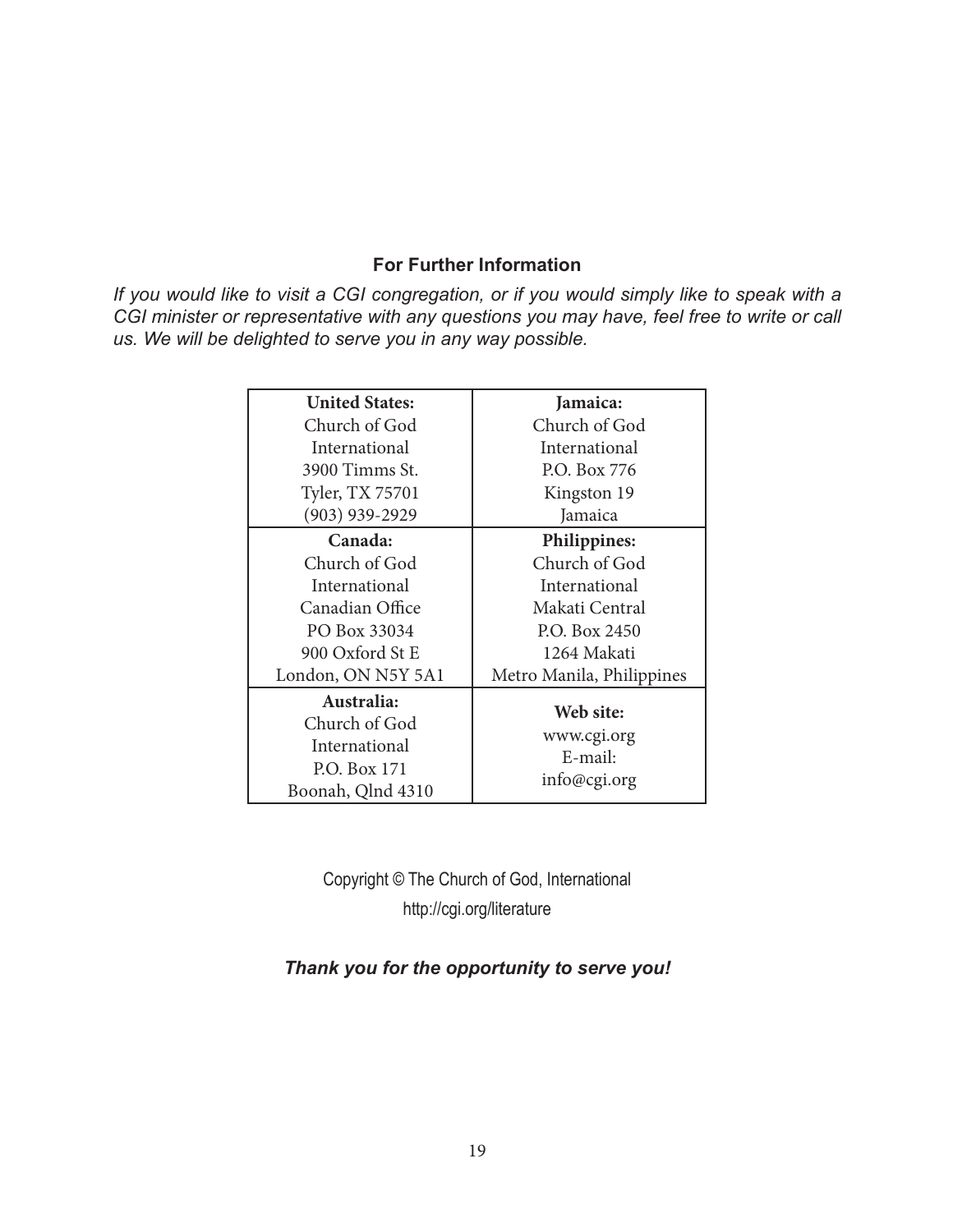## For Further Information

*If you would like to visit a CGI congregation, or if you would simply like to speak with a CGI minister or representative with any questions you may have, feel free to write or call us. We will be delighted to serve you in any way possible.*

| | |
|---|---|
| **United States:**<br>Church of God<br>International<br>3900 Timms St.<br>Tyler, TX 75701<br>(903) 939-2929 | **Jamaica:**<br>Church of God<br>International<br>P.O. Box 776<br>Kingston 19<br>Jamaica |
| **Canada:**<br>Church of God<br>International<br>Canadian Office<br>PO Box 33034<br>900 Oxford St E<br>London, ON N5Y 5A1 | **Philippines:**<br>Church of God<br>International<br>Makati Central<br>P.O. Box 2450<br>1264 Makati<br>Metro Manila, Philippines |
| **Australia:**<br>Church of God<br>International<br>P.O. Box 171<br>Boonah, Qlnd 4310 | **Web site:**<br>www.cgi.org<br>E-mail:<br>info@cgi.org |

Copyright © The Church of God, International
http://cgi.org/literature

***Thank you for the opportunity to serve you!***